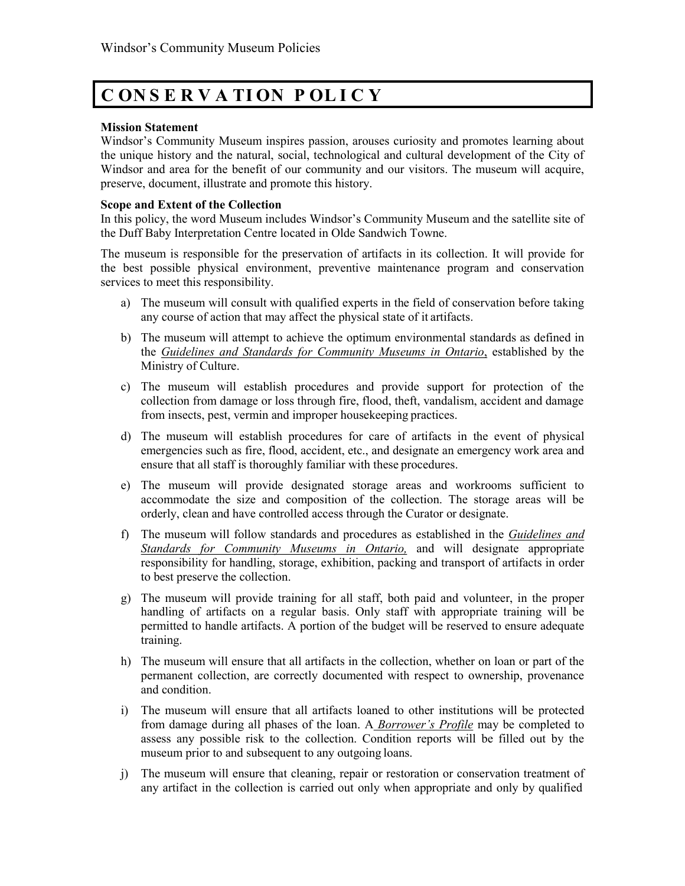# CONSERVATION POLICY

**Mission Statement**

Windsor's Community Museum inspires passion, arouses curiosity and promotes learning about the unique history and the natural, social, technological and cultural development of the City of Windsor and area for the benefit of our community and our visitors. The museum will acquire, preserve, document, illustrate and promote this history.

**Scope and Extent of the Collection**

In this policy, the word Museum includes Windsor's Community Museum and the satellite site of the Duff Baby Interpretation Centre located in Olde Sandwich Towne.

The museum is responsible for the preservation of artifacts in its collection. It will provide for the best possible physical environment, preventive maintenance program and conservation services to meet this responsibility.

a) The museum will consult with qualified experts in the field of conservation before taking any course of action that may affect the physical state of it artifacts.

b) The museum will attempt to achieve the optimum environmental standards as defined in the ***Guidelines and Standards for Community Museums in Ontario***, established by the Ministry of Culture.

c) The museum will establish procedures and provide support for protection of the collection from damage or loss through fire, flood, theft, vandalism, accident and damage from insects, pest, vermin and improper housekeeping practices.

d) The museum will establish procedures for care of artifacts in the event of physical emergencies such as fire, flood, accident, etc., and designate an emergency work area and ensure that all staff is thoroughly familiar with these procedures.

e) The museum will provide designated storage areas and workrooms sufficient to accommodate the size and composition of the collection. The storage areas will be orderly, clean and have controlled access through the Curator or designate.

f) The museum will follow standards and procedures as established in the *Guidelines and Standards for Community Museums in Ontario,* and will designate appropriate responsibility for handling, storage, exhibition, packing and transport of artifacts in order to best preserve the collection.

g) The museum will provide training for all staff, both paid and volunteer, in the proper handling of artifacts on a regular basis. Only staff with appropriate training will be permitted to handle artifacts. A portion of the budget will be reserved to ensure adequate training.

h) The museum will ensure that all artifacts in the collection, whether on loan or part of the permanent collection, are correctly documented with respect to ownership, provenance and condition.

i) The museum will ensure that all artifacts loaned to other institutions will be protected from damage during all phases of the loan. A *Borrower's Profile* may be completed to assess any possible risk to the collection. Condition reports will be filled out by the museum prior to and subsequent to any outgoing loans.

j) The museum will ensure that cleaning, repair or restoration or conservation treatment of any artifact in the collection is carried out only when appropriate and only by qualified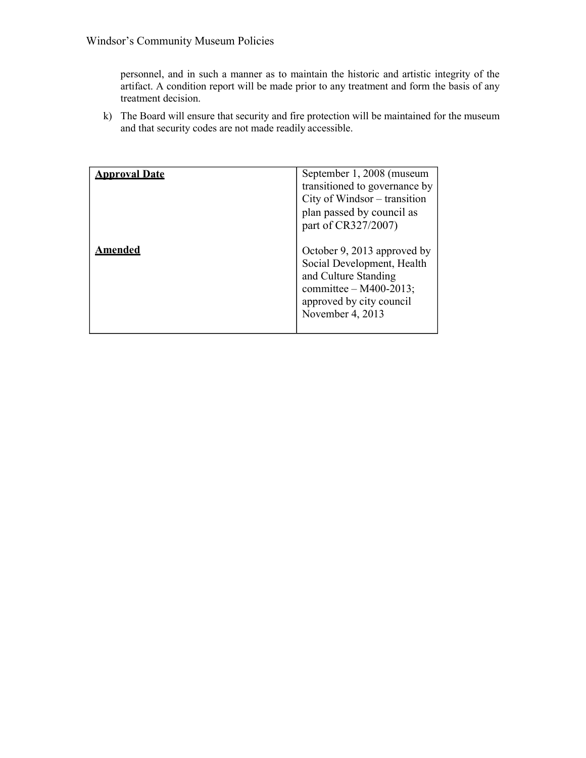personnel, and in such a manner as to maintain the historic and artistic integrity of the artifact. A condition report will be made prior to any treatment and form the basis of any treatment decision.

k) The Board will ensure that security and fire protection will be maintained for the museum and that security codes are not made readily accessible.

| | |
|---|---|
| **Approval Date** | September 1, 2008 (museum transitioned to governance by City of Windsor – transition plan passed by council as part of CR327/2007) |
| **Amended** | October 9, 2013 approved by Social Development, Health and Culture Standing committee – M400-2013; approved by city council November 4, 2013 |